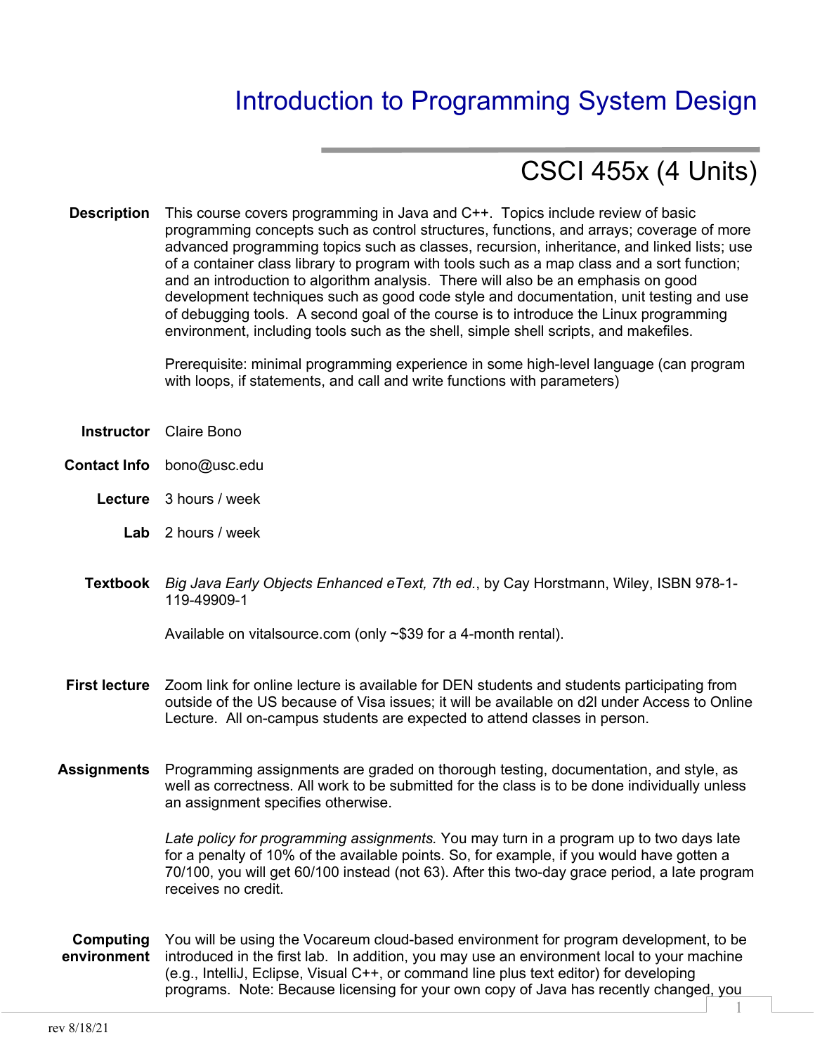# Introduction to Programming System Design

## CSCI 455x (4 Units)

**Description**

This course covers programming in Java and C++. Topics include review of basic programming concepts such as control structures, functions, and arrays; coverage of more advanced programming topics such as classes, recursion, inheritance, and linked lists; use of a container class library to program with tools such as a map class and a sort function; and an introduction to algorithm analysis. There will also be an emphasis on good development techniques such as good code style and documentation, unit testing and use of debugging tools. A second goal of the course is to introduce the Linux programming environment, including tools such as the shell, simple shell scripts, and makefiles.

Prerequisite: minimal programming experience in some high-level language (can program with loops, if statements, and call and write functions with parameters)

**Instructor** Claire Bono

**Contact Info** bono@usc.edu

**Lecture** 3 hours / week

**Lab** 2 hours / week

**Textbook** *Big Java Early Objects Enhanced eText, 7th ed.*, by Cay Horstmann, Wiley, ISBN 978-1-119-49909-1

Available on vitalsource.com (only ~$39 for a 4-month rental).

**First lecture** Zoom link for online lecture is available for DEN students and students participating from outside of the US because of Visa issues; it will be available on d2l under Access to Online Lecture. All on-campus students are expected to attend classes in person.

**Assignments** Programming assignments are graded on thorough testing, documentation, and style, as well as correctness. All work to be submitted for the class is to be done individually unless an assignment specifies otherwise.

*Late policy for programming assignments.* You may turn in a program up to two days late for a penalty of 10% of the available points. So, for example, if you would have gotten a 70/100, you will get 60/100 instead (not 63). After this two-day grace period, a late program receives no credit.

**Computing environment** You will be using the Vocareum cloud-based environment for program development, to be introduced in the first lab. In addition, you may use an environment local to your machine (e.g., IntelliJ, Eclipse, Visual C++, or command line plus text editor) for developing programs. Note: Because licensing for your own copy of Java has recently changed, you

rev 8/18/21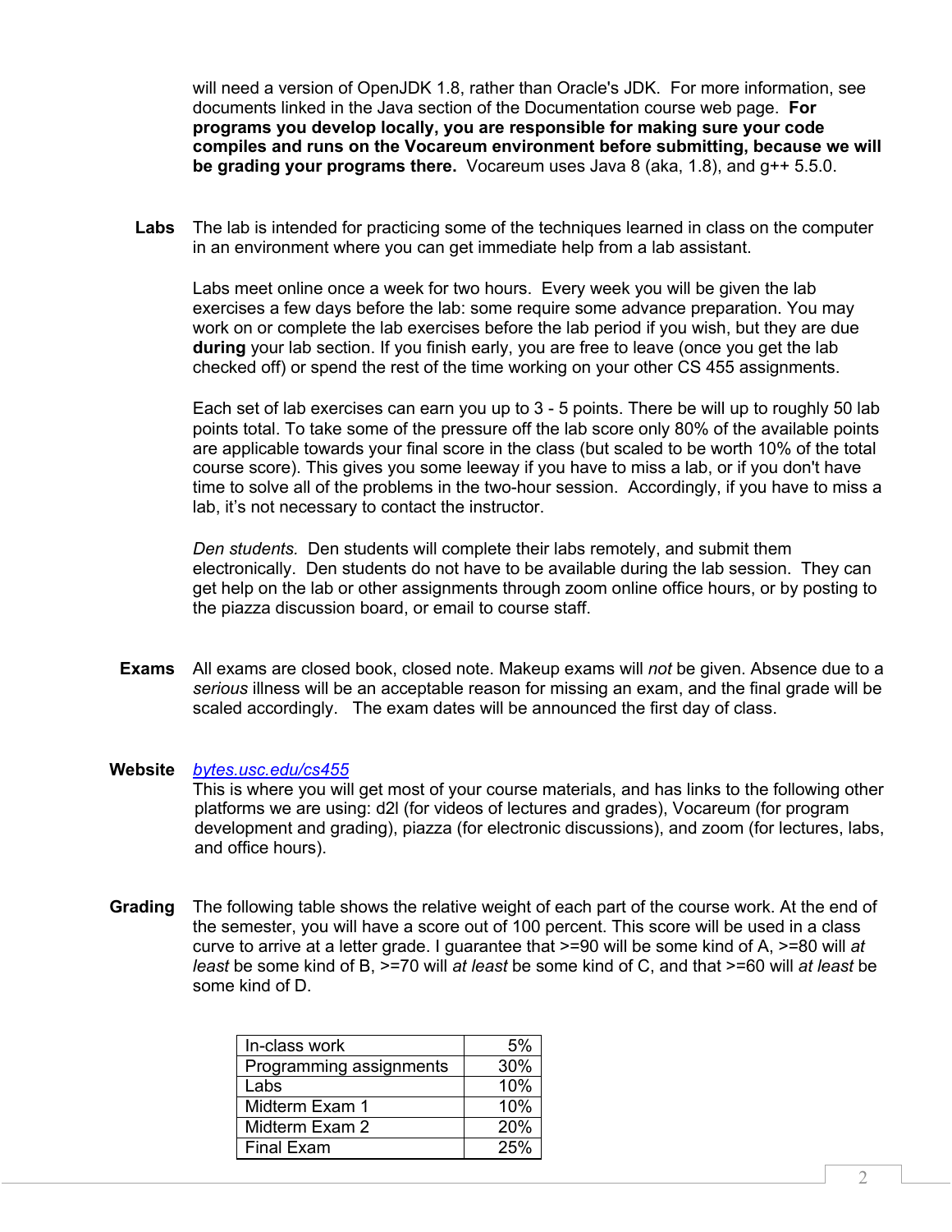will need a version of OpenJDK 1.8, rather than Oracle's JDK. For more information, see documents linked in the Java section of the Documentation course web page. **For programs you develop locally, you are responsible for making sure your code compiles and runs on the Vocareum environment before submitting, because we will be grading your programs there.** Vocareum uses Java 8 (aka, 1.8), and g++ 5.5.0.

**Labs** The lab is intended for practicing some of the techniques learned in class on the computer in an environment where you can get immediate help from a lab assistant.

Labs meet online once a week for two hours. Every week you will be given the lab exercises a few days before the lab: some require some advance preparation. You may work on or complete the lab exercises before the lab period if you wish, but they are due **during** your lab section. If you finish early, you are free to leave (once you get the lab checked off) or spend the rest of the time working on your other CS 455 assignments.

Each set of lab exercises can earn you up to 3 - 5 points. There be will up to roughly 50 lab points total. To take some of the pressure off the lab score only 80% of the available points are applicable towards your final score in the class (but scaled to be worth 10% of the total course score). This gives you some leeway if you have to miss a lab, or if you don't have time to solve all of the problems in the two-hour session. Accordingly, if you have to miss a lab, it's not necessary to contact the instructor.

*Den students.* Den students will complete their labs remotely, and submit them electronically. Den students do not have to be available during the lab session. They can get help on the lab or other assignments through zoom online office hours, or by posting to the piazza discussion board, or email to course staff.

**Exams** All exams are closed book, closed note. Makeup exams will *not* be given. Absence due to a *serious* illness will be an acceptable reason for missing an exam, and the final grade will be scaled accordingly. The exam dates will be announced the first day of class.

**Website** [bytes.usc.edu/cs455](bytes.usc.edu/cs455)
This is where you will get most of your course materials, and has links to the following other platforms we are using: d2l (for videos of lectures and grades), Vocareum (for program development and grading), piazza (for electronic discussions), and zoom (for lectures, labs, and office hours).

**Grading** The following table shows the relative weight of each part of the course work. At the end of the semester, you will have a score out of 100 percent. This score will be used in a class curve to arrive at a letter grade. I guarantee that >=90 will be some kind of A, >=80 will *at least* be some kind of B, >=70 will *at least* be some kind of C, and that >=60 will *at least* be some kind of D.

| | |
|---|---|
| In-class work | 5% |
| Programming assignments | 30% |
| Labs | 10% |
| Midterm Exam 1 | 10% |
| Midterm Exam 2 | 20% |
| Final Exam | 25% |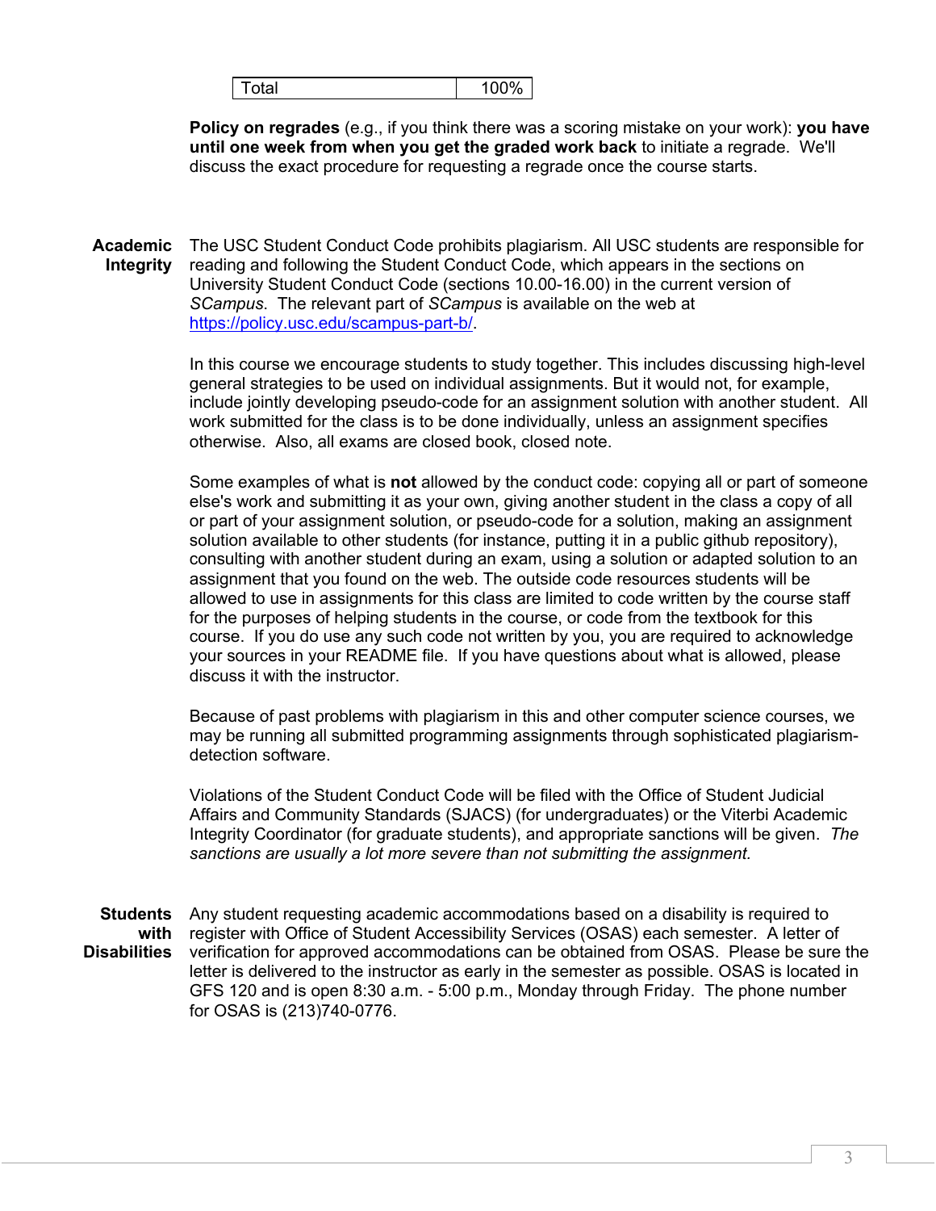| Total | 100% |
| --- | --- |

**Policy on regrades** (e.g., if you think there was a scoring mistake on your work): **you have until one week from when you get the graded work back** to initiate a regrade. We'll discuss the exact procedure for requesting a regrade once the course starts.

## Academic Integrity

The USC Student Conduct Code prohibits plagiarism. All USC students are responsible for reading and following the Student Conduct Code, which appears in the sections on University Student Conduct Code (sections 10.00-16.00) in the current version of *SCampus*. The relevant part of *SCampus* is available on the web at https://policy.usc.edu/scampus-part-b/.

In this course we encourage students to study together. This includes discussing high-level general strategies to be used on individual assignments. But it would not, for example, include jointly developing pseudo-code for an assignment solution with another student. All work submitted for the class is to be done individually, unless an assignment specifies otherwise. Also, all exams are closed book, closed note.

Some examples of what is **not** allowed by the conduct code: copying all or part of someone else's work and submitting it as your own, giving another student in the class a copy of all or part of your assignment solution, or pseudo-code for a solution, making an assignment solution available to other students (for instance, putting it in a public github repository), consulting with another student during an exam, using a solution or adapted solution to an assignment that you found on the web. The outside code resources students will be allowed to use in assignments for this class are limited to code written by the course staff for the purposes of helping students in the course, or code from the textbook for this course. If you do use any such code not written by you, you are required to acknowledge your sources in your README file. If you have questions about what is allowed, please discuss it with the instructor.

Because of past problems with plagiarism in this and other computer science courses, we may be running all submitted programming assignments through sophisticated plagiarism-detection software.

Violations of the Student Conduct Code will be filed with the Office of Student Judicial Affairs and Community Standards (SJACS) (for undergraduates) or the Viterbi Academic Integrity Coordinator (for graduate students), and appropriate sanctions will be given. *The sanctions are usually a lot more severe than not submitting the assignment.*

## Students with Disabilities

Any student requesting academic accommodations based on a disability is required to register with Office of Student Accessibility Services (OSAS) each semester. A letter of verification for approved accommodations can be obtained from OSAS. Please be sure the letter is delivered to the instructor as early in the semester as possible. OSAS is located in GFS 120 and is open 8:30 a.m. - 5:00 p.m., Monday through Friday. The phone number for OSAS is (213)740-0776.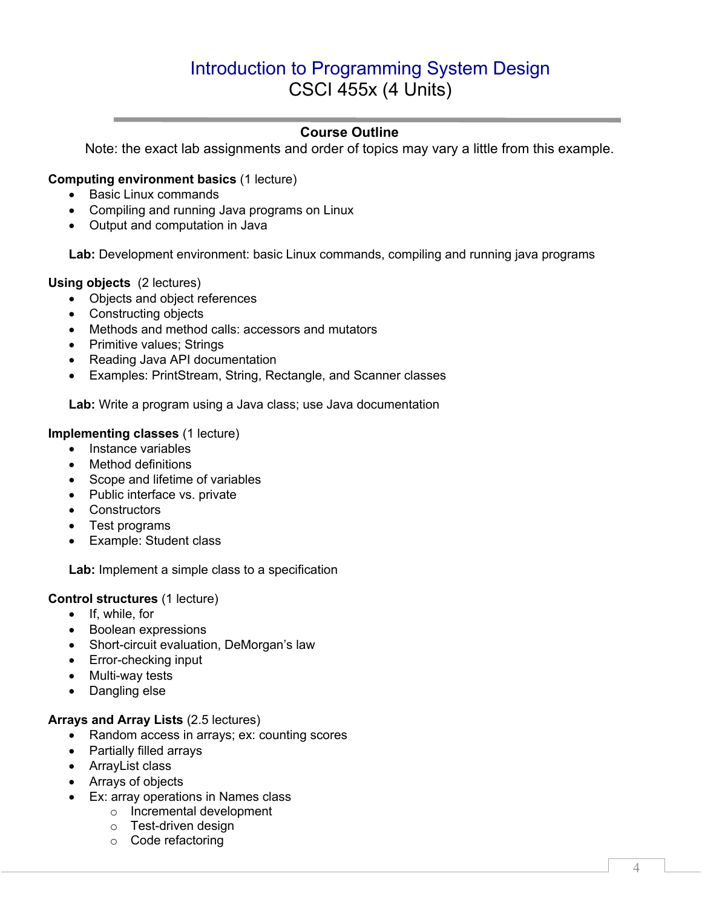# Introduction to Programming System Design

## CSCI 455x (4 Units)

### Course Outline

Note: the exact lab assignments and order of topics may vary a little from this example.

**Computing environment basics** (1 lecture)

- Basic Linux commands
- Compiling and running Java programs on Linux
- Output and computation in Java

**Lab:** Development environment: basic Linux commands, compiling and running java programs

**Using objects** (2 lectures)

- Objects and object references
- Constructing objects
- Methods and method calls: accessors and mutators
- Primitive values; Strings
- Reading Java API documentation
- Examples: PrintStream, String, Rectangle, and Scanner classes

**Lab:** Write a program using a Java class; use Java documentation

**Implementing classes** (1 lecture)

- Instance variables
- Method definitions
- Scope and lifetime of variables
- Public interface vs. private
- Constructors
- Test programs
- Example: Student class

**Lab:** Implement a simple class to a specification

**Control structures** (1 lecture)

- If, while, for
- Boolean expressions
- Short-circuit evaluation, DeMorgan's law
- Error-checking input
- Multi-way tests
- Dangling else

**Arrays and Array Lists** (2.5 lectures)

- Random access in arrays; ex: counting scores
- Partially filled arrays
- ArrayList class
- Arrays of objects
- Ex: array operations in Names class
    - Incremental development
    - Test-driven design
    - Code refactoring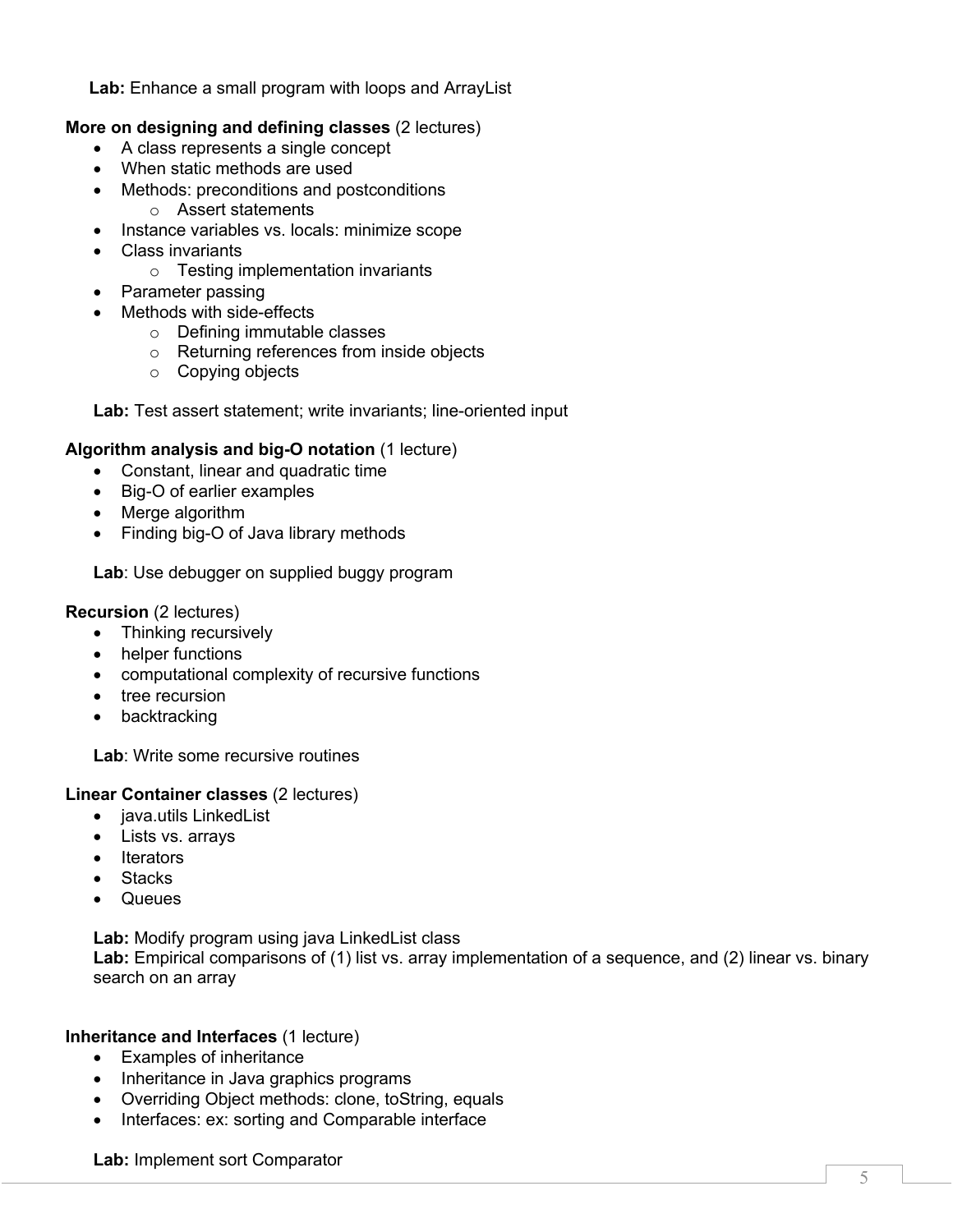**Lab:** Enhance a small program with loops and ArrayList

**More on designing and defining classes** (2 lectures)

- A class represents a single concept
- When static methods are used
- Methods: preconditions and postconditions
  - Assert statements
- Instance variables vs. locals: minimize scope
- Class invariants
  - Testing implementation invariants
- Parameter passing
- Methods with side-effects
  - Defining immutable classes
  - Returning references from inside objects
  - Copying objects

**Lab:** Test assert statement; write invariants; line-oriented input

**Algorithm analysis and big-O notation** (1 lecture)

- Constant, linear and quadratic time
- Big-O of earlier examples
- Merge algorithm
- Finding big-O of Java library methods

**Lab**: Use debugger on supplied buggy program

**Recursion** (2 lectures)

- Thinking recursively
- helper functions
- computational complexity of recursive functions
- tree recursion
- backtracking

**Lab**: Write some recursive routines

**Linear Container classes** (2 lectures)

- java.utils LinkedList
- Lists vs. arrays
- Iterators
- Stacks
- Queues

**Lab:** Modify program using java LinkedList class
**Lab:** Empirical comparisons of (1) list vs. array implementation of a sequence, and (2) linear vs. binary search on an array

**Inheritance and Interfaces** (1 lecture)

- Examples of inheritance
- Inheritance in Java graphics programs
- Overriding Object methods: clone, toString, equals
- Interfaces: ex: sorting and Comparable interface

**Lab:** Implement sort Comparator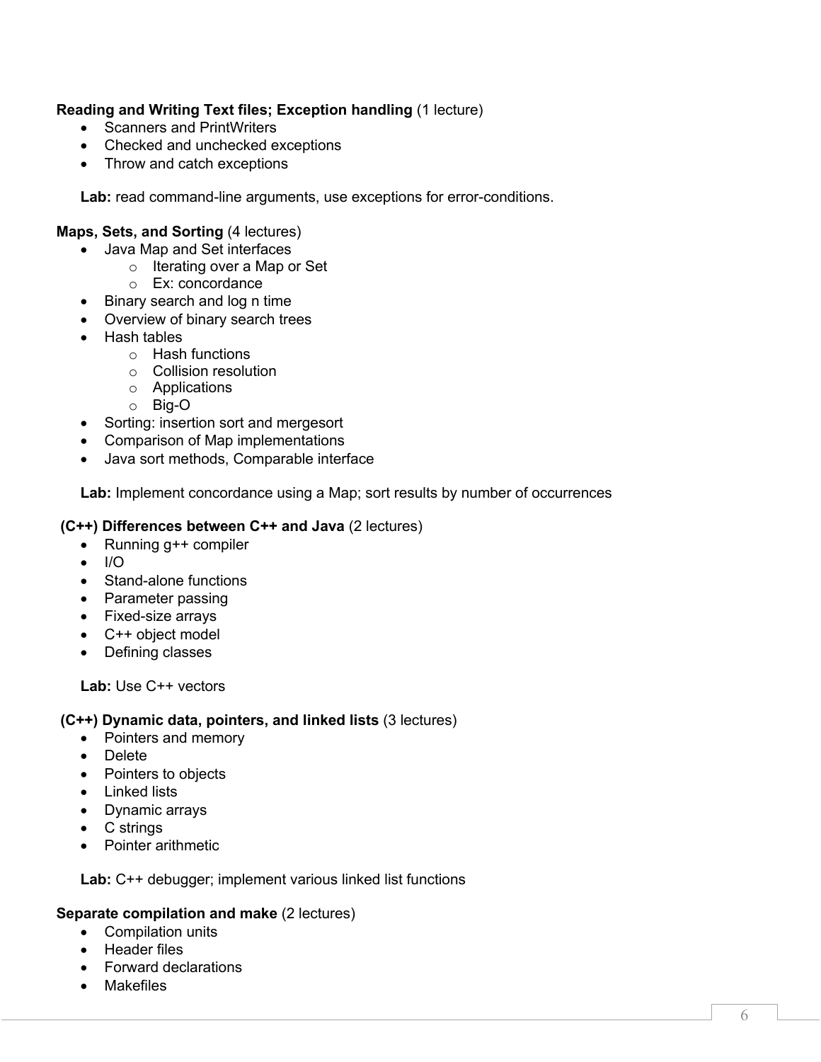**Reading and Writing Text files; Exception handling** (1 lecture)

- Scanners and PrintWriters
- Checked and unchecked exceptions
- Throw and catch exceptions

**Lab:** read command-line arguments, use exceptions for error-conditions.

**Maps, Sets, and Sorting** (4 lectures)

- Java Map and Set interfaces
  - Iterating over a Map or Set
  - Ex: concordance
- Binary search and log n time
- Overview of binary search trees
- Hash tables
  - Hash functions
  - Collision resolution
  - Applications
  - Big-O
- Sorting: insertion sort and mergesort
- Comparison of Map implementations
- Java sort methods, Comparable interface

**Lab:** Implement concordance using a Map; sort results by number of occurrences

**(C++) Differences between C++ and Java** (2 lectures)

- Running g++ compiler
- I/O
- Stand-alone functions
- Parameter passing
- Fixed-size arrays
- C++ object model
- Defining classes

**Lab:** Use C++ vectors

**(C++) Dynamic data, pointers, and linked lists** (3 lectures)

- Pointers and memory
- Delete
- Pointers to objects
- Linked lists
- Dynamic arrays
- C strings
- Pointer arithmetic

**Lab:** C++ debugger; implement various linked list functions

**Separate compilation and make** (2 lectures)

- Compilation units
- Header files
- Forward declarations
- Makefiles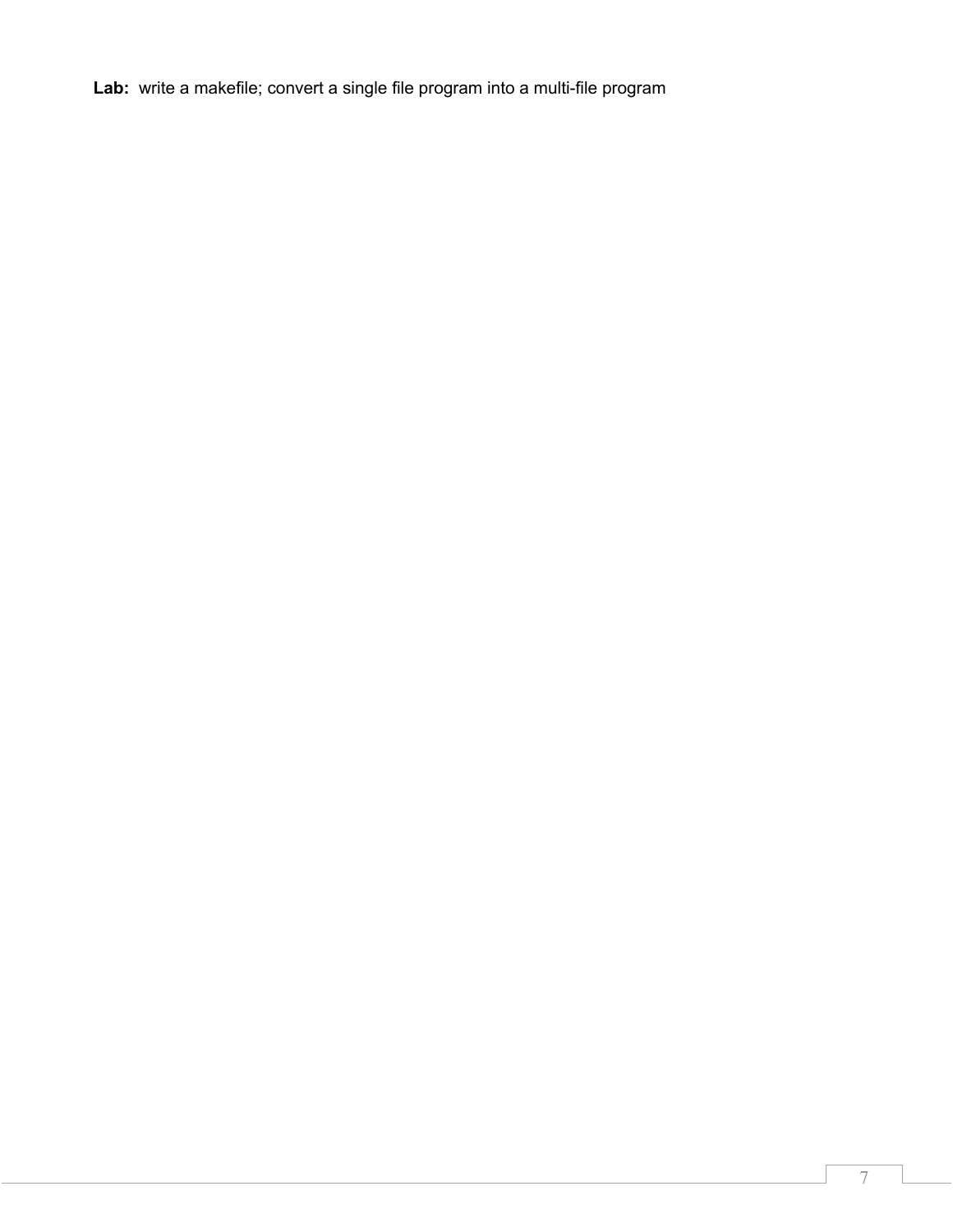**Lab:** write a makefile; convert a single file program into a multi-file program